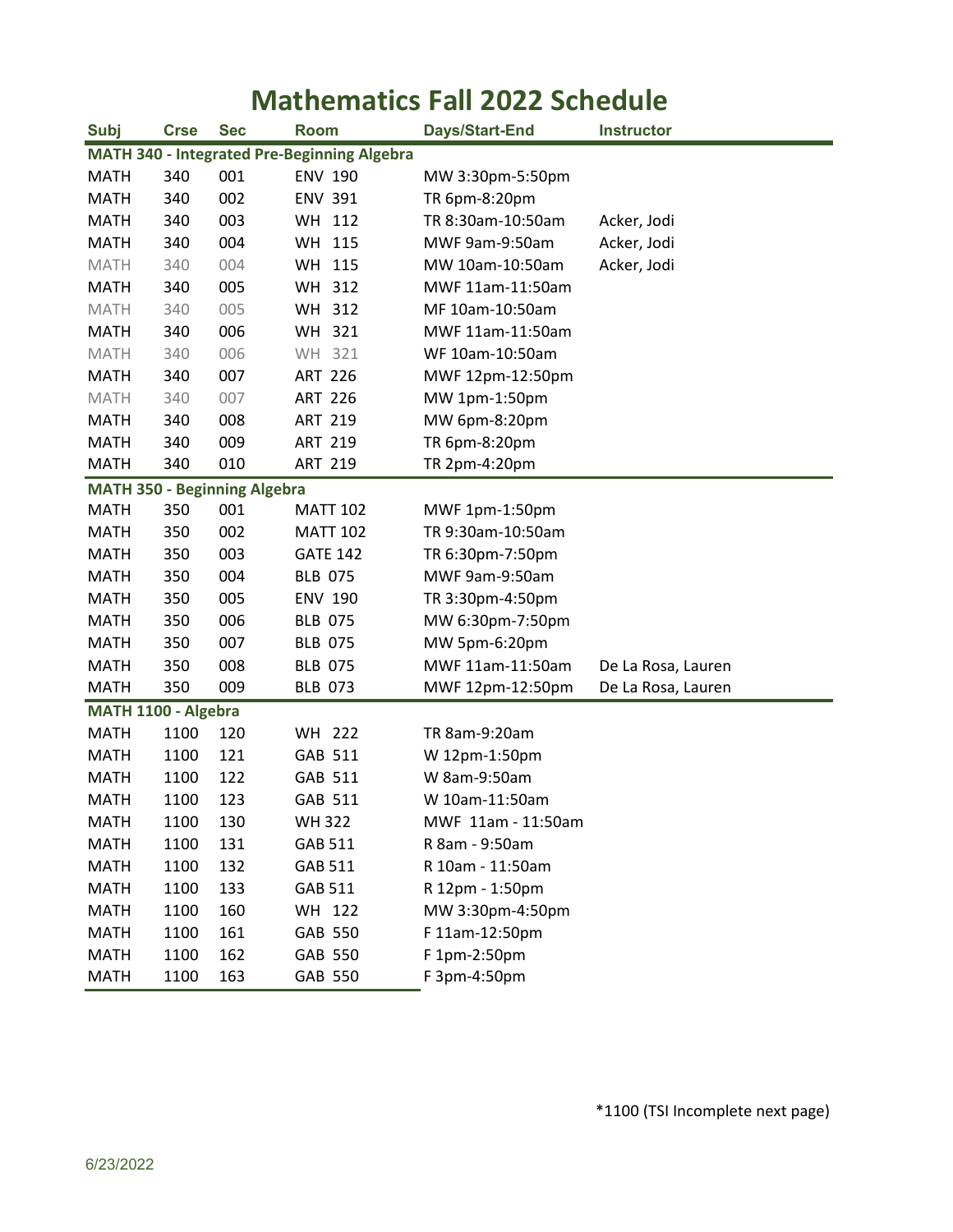# Mathematics Fall 2022 Schedule

| Subj | Crse | Sec | Room | Days/Start-End | Instructor |
|---|---|---|---|---|---|
| **MATH 340 - Integrated Pre-Beginning Algebra** | | | | | |
| MATH | 340 | 001 | ENV 190 | MW 3:30pm-5:50pm | |
| MATH | 340 | 002 | ENV 391 | TR 6pm-8:20pm | |
| MATH | 340 | 003 | WH 112 | TR 8:30am-10:50am | Acker, Jodi |
| MATH | 340 | 004 | WH 115 | MWF 9am-9:50am | Acker, Jodi |
| MATH | 340 | 004 | WH 115 | MW 10am-10:50am | Acker, Jodi |
| MATH | 340 | 005 | WH 312 | MWF 11am-11:50am | |
| MATH | 340 | 005 | WH 312 | MF 10am-10:50am | |
| MATH | 340 | 006 | WH 321 | MWF 11am-11:50am | |
| MATH | 340 | 006 | WH 321 | WF 10am-10:50am | |
| MATH | 340 | 007 | ART 226 | MWF 12pm-12:50pm | |
| MATH | 340 | 007 | ART 226 | MW 1pm-1:50pm | |
| MATH | 340 | 008 | ART 219 | MW 6pm-8:20pm | |
| MATH | 340 | 009 | ART 219 | TR 6pm-8:20pm | |
| MATH | 340 | 010 | ART 219 | TR 2pm-4:20pm | |
| **MATH 350 - Beginning Algebra** | | | | | |
| MATH | 350 | 001 | MATT 102 | MWF 1pm-1:50pm | |
| MATH | 350 | 002 | MATT 102 | TR 9:30am-10:50am | |
| MATH | 350 | 003 | GATE 142 | TR 6:30pm-7:50pm | |
| MATH | 350 | 004 | BLB 075 | MWF 9am-9:50am | |
| MATH | 350 | 005 | ENV 190 | TR 3:30pm-4:50pm | |
| MATH | 350 | 006 | BLB 075 | MW 6:30pm-7:50pm | |
| MATH | 350 | 007 | BLB 075 | MW 5pm-6:20pm | |
| MATH | 350 | 008 | BLB 075 | MWF 11am-11:50am | De La Rosa, Lauren |
| MATH | 350 | 009 | BLB 073 | MWF 12pm-12:50pm | De La Rosa, Lauren |
| **MATH 1100 - Algebra** | | | | | |
| MATH | 1100 | 120 | WH 222 | TR 8am-9:20am | |
| MATH | 1100 | 121 | GAB 511 | W 12pm-1:50pm | |
| MATH | 1100 | 122 | GAB 511 | W 8am-9:50am | |
| MATH | 1100 | 123 | GAB 511 | W 10am-11:50am | |
| MATH | 1100 | 130 | WH 322 | MWF 11am - 11:50am | |
| MATH | 1100 | 131 | GAB 511 | R 8am - 9:50am | |
| MATH | 1100 | 132 | GAB 511 | R 10am - 11:50am | |
| MATH | 1100 | 133 | GAB 511 | R 12pm - 1:50pm | |
| MATH | 1100 | 160 | WH 122 | MW 3:30pm-4:50pm | |
| MATH | 1100 | 161 | GAB 550 | F 11am-12:50pm | |
| MATH | 1100 | 162 | GAB 550 | F 1pm-2:50pm | |
| MATH | 1100 | 163 | GAB 550 | F 3pm-4:50pm | |

*1100 (TSI Incomplete next page)

6/23/2022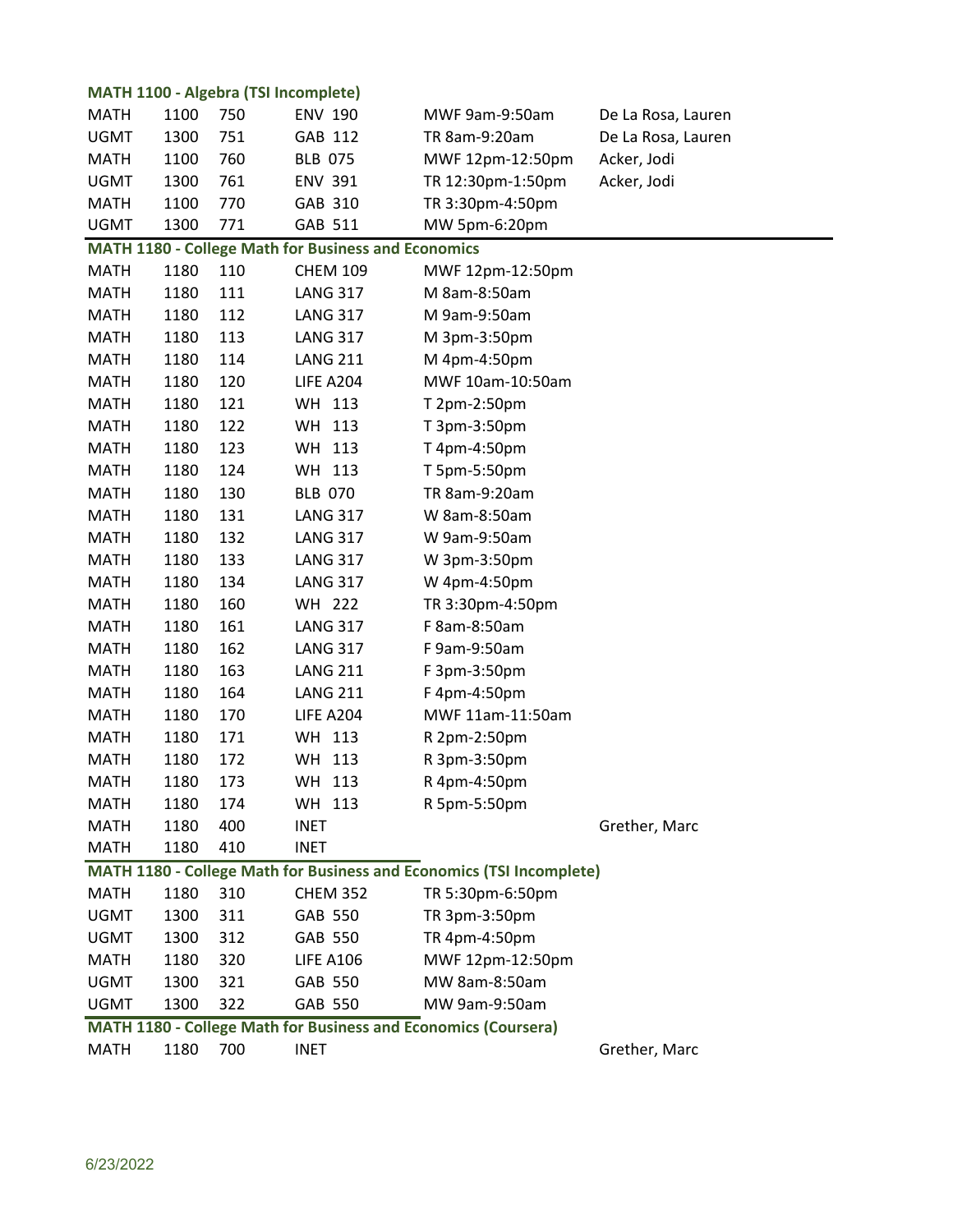### MATH 1100 - Algebra (TSI Incomplete)

| | | | | | |
|---|---|---|---|---|---|
| MATH | 1100 | 750 | ENV 190 | MWF 9am-9:50am | De La Rosa, Lauren |
| UGMT | 1300 | 751 | GAB 112 | TR 8am-9:20am | De La Rosa, Lauren |
| MATH | 1100 | 760 | BLB 075 | MWF 12pm-12:50pm | Acker, Jodi |
| UGMT | 1300 | 761 | ENV 391 | TR 12:30pm-1:50pm | Acker, Jodi |
| MATH | 1100 | 770 | GAB 310 | TR 3:30pm-4:50pm | |
| UGMT | 1300 | 771 | GAB 511 | MW 5pm-6:20pm | |

### MATH 1180 - College Math for Business and Economics

| | | | | | |
|---|---|---|---|---|---|
| MATH | 1180 | 110 | CHEM 109 | MWF 12pm-12:50pm | |
| MATH | 1180 | 111 | LANG 317 | M 8am-8:50am | |
| MATH | 1180 | 112 | LANG 317 | M 9am-9:50am | |
| MATH | 1180 | 113 | LANG 317 | M 3pm-3:50pm | |
| MATH | 1180 | 114 | LANG 211 | M 4pm-4:50pm | |
| MATH | 1180 | 120 | LIFE A204 | MWF 10am-10:50am | |
| MATH | 1180 | 121 | WH 113 | T 2pm-2:50pm | |
| MATH | 1180 | 122 | WH 113 | T 3pm-3:50pm | |
| MATH | 1180 | 123 | WH 113 | T 4pm-4:50pm | |
| MATH | 1180 | 124 | WH 113 | T 5pm-5:50pm | |
| MATH | 1180 | 130 | BLB 070 | TR 8am-9:20am | |
| MATH | 1180 | 131 | LANG 317 | W 8am-8:50am | |
| MATH | 1180 | 132 | LANG 317 | W 9am-9:50am | |
| MATH | 1180 | 133 | LANG 317 | W 3pm-3:50pm | |
| MATH | 1180 | 134 | LANG 317 | W 4pm-4:50pm | |
| MATH | 1180 | 160 | WH 222 | TR 3:30pm-4:50pm | |
| MATH | 1180 | 161 | LANG 317 | F 8am-8:50am | |
| MATH | 1180 | 162 | LANG 317 | F 9am-9:50am | |
| MATH | 1180 | 163 | LANG 211 | F 3pm-3:50pm | |
| MATH | 1180 | 164 | LANG 211 | F 4pm-4:50pm | |
| MATH | 1180 | 170 | LIFE A204 | MWF 11am-11:50am | |
| MATH | 1180 | 171 | WH 113 | R 2pm-2:50pm | |
| MATH | 1180 | 172 | WH 113 | R 3pm-3:50pm | |
| MATH | 1180 | 173 | WH 113 | R 4pm-4:50pm | |
| MATH | 1180 | 174 | WH 113 | R 5pm-5:50pm | |
| MATH | 1180 | 400 | INET | | Grether, Marc |
| MATH | 1180 | 410 | INET | | |

### MATH 1180 - College Math for Business and Economics (TSI Incomplete)

| | | | | | |
|---|---|---|---|---|---|
| MATH | 1180 | 310 | CHEM 352 | TR 5:30pm-6:50pm | |
| UGMT | 1300 | 311 | GAB 550 | TR 3pm-3:50pm | |
| UGMT | 1300 | 312 | GAB 550 | TR 4pm-4:50pm | |
| MATH | 1180 | 320 | LIFE A106 | MWF 12pm-12:50pm | |
| UGMT | 1300 | 321 | GAB 550 | MW 8am-8:50am | |
| UGMT | 1300 | 322 | GAB 550 | MW 9am-9:50am | |

### MATH 1180 - College Math for Business and Economics (Coursera)

| | | | | | |
|---|---|---|---|---|---|
| MATH | 1180 | 700 | INET | | Grether, Marc |

6/23/2022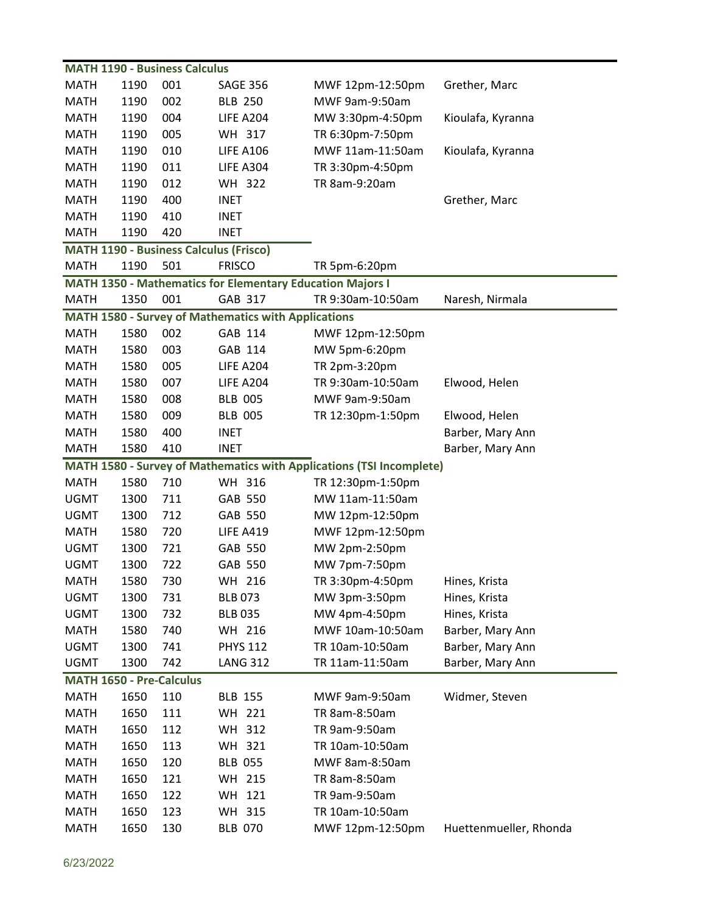**MATH 1190 - Business Calculus**

| | | | | | |
|---|---|---|---|---|---|
| MATH | 1190 | 001 | SAGE 356 | MWF 12pm-12:50pm | Grether, Marc |
| MATH | 1190 | 002 | BLB 250 | MWF 9am-9:50am | |
| MATH | 1190 | 004 | LIFE A204 | MW 3:30pm-4:50pm | Kioulafa, Kyranna |
| MATH | 1190 | 005 | WH 317 | TR 6:30pm-7:50pm | |
| MATH | 1190 | 010 | LIFE A106 | MWF 11am-11:50am | Kioulafa, Kyranna |
| MATH | 1190 | 011 | LIFE A304 | TR 3:30pm-4:50pm | |
| MATH | 1190 | 012 | WH 322 | TR 8am-9:20am | |
| MATH | 1190 | 400 | INET | | Grether, Marc |
| MATH | 1190 | 410 | INET | | |
| MATH | 1190 | 420 | INET | | |

**MATH 1190 - Business Calculus (Frisco)**

| | | | | | |
|---|---|---|---|---|---|
| MATH | 1190 | 501 | FRISCO | TR 5pm-6:20pm | |

**MATH 1350 - Mathematics for Elementary Education Majors I**

| | | | | | |
|---|---|---|---|---|---|
| MATH | 1350 | 001 | GAB 317 | TR 9:30am-10:50am | Naresh, Nirmala |

**MATH 1580 - Survey of Mathematics with Applications**

| | | | | | |
|---|---|---|---|---|---|
| MATH | 1580 | 002 | GAB 114 | MWF 12pm-12:50pm | |
| MATH | 1580 | 003 | GAB 114 | MW 5pm-6:20pm | |
| MATH | 1580 | 005 | LIFE A204 | TR 2pm-3:20pm | |
| MATH | 1580 | 007 | LIFE A204 | TR 9:30am-10:50am | Elwood, Helen |
| MATH | 1580 | 008 | BLB 005 | MWF 9am-9:50am | |
| MATH | 1580 | 009 | BLB 005 | TR 12:30pm-1:50pm | Elwood, Helen |
| MATH | 1580 | 400 | INET | | Barber, Mary Ann |
| MATH | 1580 | 410 | INET | | Barber, Mary Ann |

**MATH 1580 - Survey of Mathematics with Applications (TSI Incomplete)**

| | | | | | |
|---|---|---|---|---|---|
| MATH | 1580 | 710 | WH 316 | TR 12:30pm-1:50pm | |
| UGMT | 1300 | 711 | GAB 550 | MW 11am-11:50am | |
| UGMT | 1300 | 712 | GAB 550 | MW 12pm-12:50pm | |
| MATH | 1580 | 720 | LIFE A419 | MWF 12pm-12:50pm | |
| UGMT | 1300 | 721 | GAB 550 | MW 2pm-2:50pm | |
| UGMT | 1300 | 722 | GAB 550 | MW 7pm-7:50pm | |
| MATH | 1580 | 730 | WH 216 | TR 3:30pm-4:50pm | Hines, Krista |
| UGMT | 1300 | 731 | BLB 073 | MW 3pm-3:50pm | Hines, Krista |
| UGMT | 1300 | 732 | BLB 035 | MW 4pm-4:50pm | Hines, Krista |
| MATH | 1580 | 740 | WH 216 | MWF 10am-10:50am | Barber, Mary Ann |
| UGMT | 1300 | 741 | PHYS 112 | TR 10am-10:50am | Barber, Mary Ann |
| UGMT | 1300 | 742 | LANG 312 | TR 11am-11:50am | Barber, Mary Ann |

**MATH 1650 - Pre-Calculus**

| | | | | | |
|---|---|---|---|---|---|
| MATH | 1650 | 110 | BLB 155 | MWF 9am-9:50am | Widmer, Steven |
| MATH | 1650 | 111 | WH 221 | TR 8am-8:50am | |
| MATH | 1650 | 112 | WH 312 | TR 9am-9:50am | |
| MATH | 1650 | 113 | WH 321 | TR 10am-10:50am | |
| MATH | 1650 | 120 | BLB 055 | MWF 8am-8:50am | |
| MATH | 1650 | 121 | WH 215 | TR 8am-8:50am | |
| MATH | 1650 | 122 | WH 121 | TR 9am-9:50am | |
| MATH | 1650 | 123 | WH 315 | TR 10am-10:50am | |
| MATH | 1650 | 130 | BLB 070 | MWF 12pm-12:50pm | Huettenmueller, Rhonda |

6/23/2022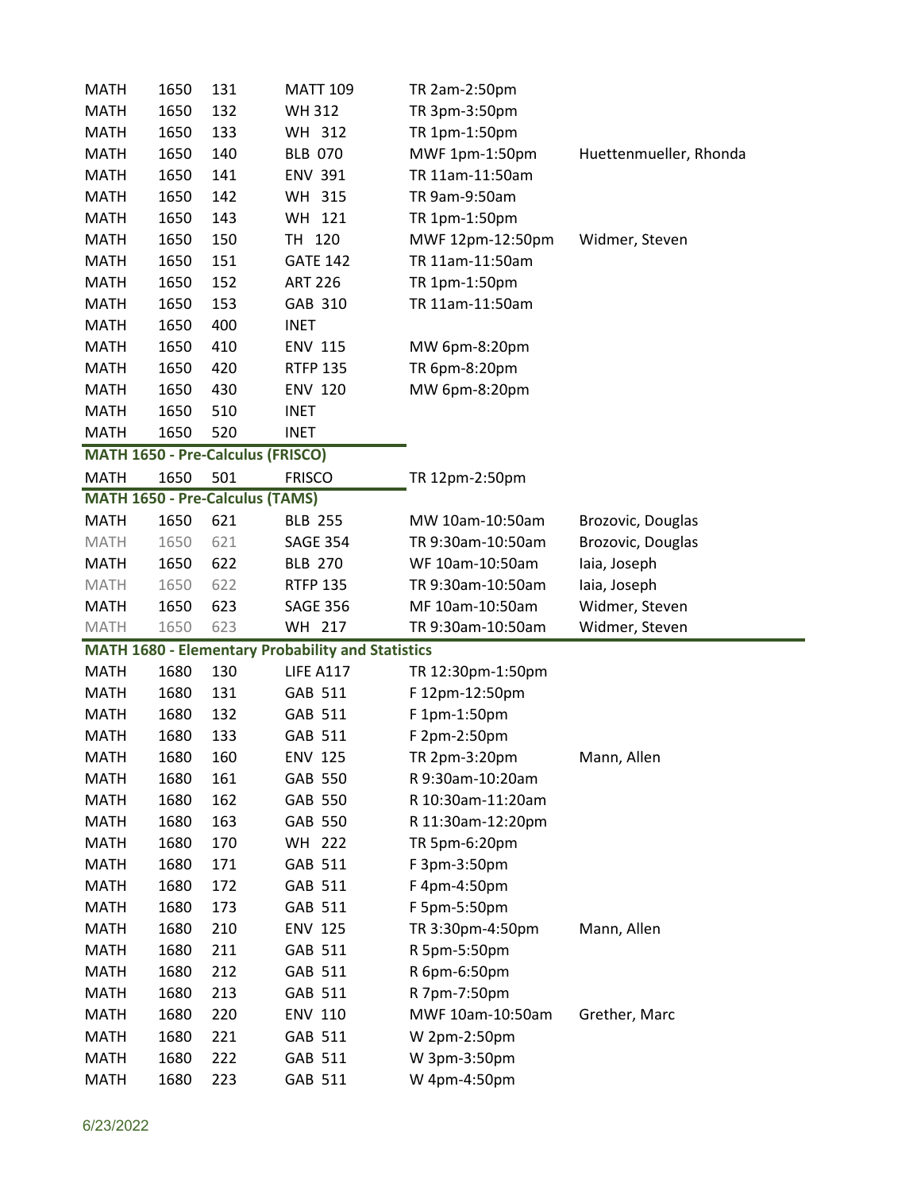| | | | | | |
|---|---|---|---|---|---|
| MATH | 1650 | 131 | MATT 109 | TR 2am-2:50pm | |
| MATH | 1650 | 132 | WH 312 | TR 3pm-3:50pm | |
| MATH | 1650 | 133 | WH 312 | TR 1pm-1:50pm | |
| MATH | 1650 | 140 | BLB 070 | MWF 1pm-1:50pm | Huettenmueller, Rhonda |
| MATH | 1650 | 141 | ENV 391 | TR 11am-11:50am | |
| MATH | 1650 | 142 | WH 315 | TR 9am-9:50am | |
| MATH | 1650 | 143 | WH 121 | TR 1pm-1:50pm | |
| MATH | 1650 | 150 | TH 120 | MWF 12pm-12:50pm | Widmer, Steven |
| MATH | 1650 | 151 | GATE 142 | TR 11am-11:50am | |
| MATH | 1650 | 152 | ART 226 | TR 1pm-1:50pm | |
| MATH | 1650 | 153 | GAB 310 | TR 11am-11:50am | |
| MATH | 1650 | 400 | INET | | |
| MATH | 1650 | 410 | ENV 115 | MW 6pm-8:20pm | |
| MATH | 1650 | 420 | RTFP 135 | TR 6pm-8:20pm | |
| MATH | 1650 | 430 | ENV 120 | MW 6pm-8:20pm | |
| MATH | 1650 | 510 | INET | | |
| MATH | 1650 | 520 | INET | | |

**MATH 1650 - Pre-Calculus (FRISCO)**

| | | | | | |
|---|---|---|---|---|---|
| MATH | 1650 | 501 | FRISCO | TR 12pm-2:50pm | |

**MATH 1650 - Pre-Calculus (TAMS)**

| | | | | | |
|---|---|---|---|---|---|
| MATH | 1650 | 621 | BLB 255 | MW 10am-10:50am | Brozovic, Douglas |
| MATH | 1650 | 621 | SAGE 354 | TR 9:30am-10:50am | Brozovic, Douglas |
| MATH | 1650 | 622 | BLB 270 | WF 10am-10:50am | Iaia, Joseph |
| MATH | 1650 | 622 | RTFP 135 | TR 9:30am-10:50am | Iaia, Joseph |
| MATH | 1650 | 623 | SAGE 356 | MF 10am-10:50am | Widmer, Steven |
| MATH | 1650 | 623 | WH 217 | TR 9:30am-10:50am | Widmer, Steven |

**MATH 1680 - Elementary Probability and Statistics**

| | | | | | |
|---|---|---|---|---|---|
| MATH | 1680 | 130 | LIFE A117 | TR 12:30pm-1:50pm | |
| MATH | 1680 | 131 | GAB 511 | F 12pm-12:50pm | |
| MATH | 1680 | 132 | GAB 511 | F 1pm-1:50pm | |
| MATH | 1680 | 133 | GAB 511 | F 2pm-2:50pm | |
| MATH | 1680 | 160 | ENV 125 | TR 2pm-3:20pm | Mann, Allen |
| MATH | 1680 | 161 | GAB 550 | R 9:30am-10:20am | |
| MATH | 1680 | 162 | GAB 550 | R 10:30am-11:20am | |
| MATH | 1680 | 163 | GAB 550 | R 11:30am-12:20pm | |
| MATH | 1680 | 170 | WH 222 | TR 5pm-6:20pm | |
| MATH | 1680 | 171 | GAB 511 | F 3pm-3:50pm | |
| MATH | 1680 | 172 | GAB 511 | F 4pm-4:50pm | |
| MATH | 1680 | 173 | GAB 511 | F 5pm-5:50pm | |
| MATH | 1680 | 210 | ENV 125 | TR 3:30pm-4:50pm | Mann, Allen |
| MATH | 1680 | 211 | GAB 511 | R 5pm-5:50pm | |
| MATH | 1680 | 212 | GAB 511 | R 6pm-6:50pm | |
| MATH | 1680 | 213 | GAB 511 | R 7pm-7:50pm | |
| MATH | 1680 | 220 | ENV 110 | MWF 10am-10:50am | Grether, Marc |
| MATH | 1680 | 221 | GAB 511 | W 2pm-2:50pm | |
| MATH | 1680 | 222 | GAB 511 | W 3pm-3:50pm | |
| MATH | 1680 | 223 | GAB 511 | W 4pm-4:50pm | |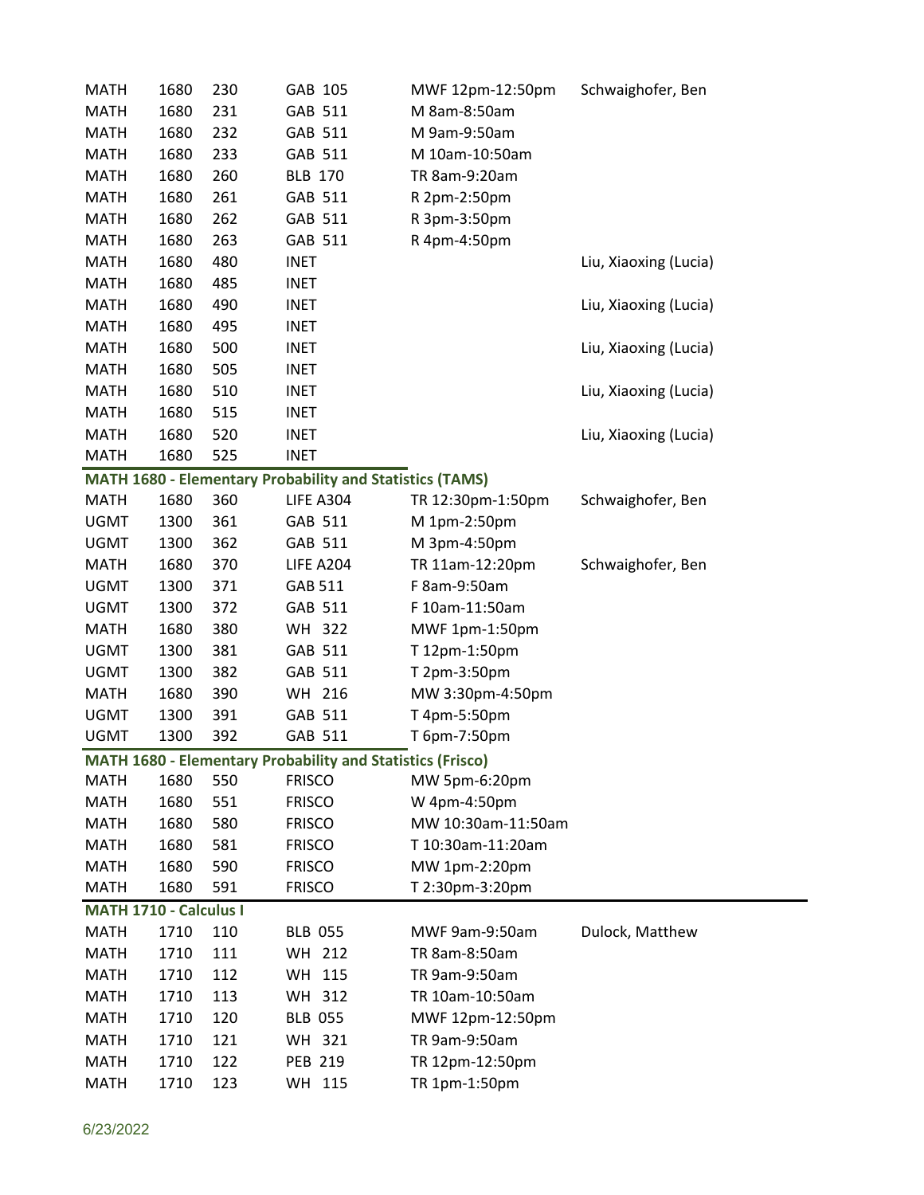| | | | | | |
|---|---|---|---|---|---|
| MATH | 1680 | 230 | GAB 105 | MWF 12pm-12:50pm | Schwaighofer, Ben |
| MATH | 1680 | 231 | GAB 511 | M 8am-8:50am | |
| MATH | 1680 | 232 | GAB 511 | M 9am-9:50am | |
| MATH | 1680 | 233 | GAB 511 | M 10am-10:50am | |
| MATH | 1680 | 260 | BLB 170 | TR 8am-9:20am | |
| MATH | 1680 | 261 | GAB 511 | R 2pm-2:50pm | |
| MATH | 1680 | 262 | GAB 511 | R 3pm-3:50pm | |
| MATH | 1680 | 263 | GAB 511 | R 4pm-4:50pm | |
| MATH | 1680 | 480 | INET | | Liu, Xiaoxing (Lucia) |
| MATH | 1680 | 485 | INET | | |
| MATH | 1680 | 490 | INET | | Liu, Xiaoxing (Lucia) |
| MATH | 1680 | 495 | INET | | |
| MATH | 1680 | 500 | INET | | Liu, Xiaoxing (Lucia) |
| MATH | 1680 | 505 | INET | | |
| MATH | 1680 | 510 | INET | | Liu, Xiaoxing (Lucia) |
| MATH | 1680 | 515 | INET | | |
| MATH | 1680 | 520 | INET | | Liu, Xiaoxing (Lucia) |
| MATH | 1680 | 525 | INET | | |

**MATH 1680 - Elementary Probability and Statistics (TAMS)**

| | | | | | |
|---|---|---|---|---|---|
| MATH | 1680 | 360 | LIFE A304 | TR 12:30pm-1:50pm | Schwaighofer, Ben |
| UGMT | 1300 | 361 | GAB 511 | M 1pm-2:50pm | |
| UGMT | 1300 | 362 | GAB 511 | M 3pm-4:50pm | |
| MATH | 1680 | 370 | LIFE A204 | TR 11am-12:20pm | Schwaighofer, Ben |
| UGMT | 1300 | 371 | GAB 511 | F 8am-9:50am | |
| UGMT | 1300 | 372 | GAB 511 | F 10am-11:50am | |
| MATH | 1680 | 380 | WH 322 | MWF 1pm-1:50pm | |
| UGMT | 1300 | 381 | GAB 511 | T 12pm-1:50pm | |
| UGMT | 1300 | 382 | GAB 511 | T 2pm-3:50pm | |
| MATH | 1680 | 390 | WH 216 | MW 3:30pm-4:50pm | |
| UGMT | 1300 | 391 | GAB 511 | T 4pm-5:50pm | |
| UGMT | 1300 | 392 | GAB 511 | T 6pm-7:50pm | |

**MATH 1680 - Elementary Probability and Statistics (Frisco)**

| | | | | | |
|---|---|---|---|---|---|
| MATH | 1680 | 550 | FRISCO | MW 5pm-6:20pm | |
| MATH | 1680 | 551 | FRISCO | W 4pm-4:50pm | |
| MATH | 1680 | 580 | FRISCO | MW 10:30am-11:50am | |
| MATH | 1680 | 581 | FRISCO | T 10:30am-11:20am | |
| MATH | 1680 | 590 | FRISCO | MW 1pm-2:20pm | |
| MATH | 1680 | 591 | FRISCO | T 2:30pm-3:20pm | |

**MATH 1710 - Calculus I**

| | | | | | |
|---|---|---|---|---|---|
| MATH | 1710 | 110 | BLB 055 | MWF 9am-9:50am | Dulock, Matthew |
| MATH | 1710 | 111 | WH 212 | TR 8am-8:50am | |
| MATH | 1710 | 112 | WH 115 | TR 9am-9:50am | |
| MATH | 1710 | 113 | WH 312 | TR 10am-10:50am | |
| MATH | 1710 | 120 | BLB 055 | MWF 12pm-12:50pm | |
| MATH | 1710 | 121 | WH 321 | TR 9am-9:50am | |
| MATH | 1710 | 122 | PEB 219 | TR 12pm-12:50pm | |
| MATH | 1710 | 123 | WH 115 | TR 1pm-1:50pm | |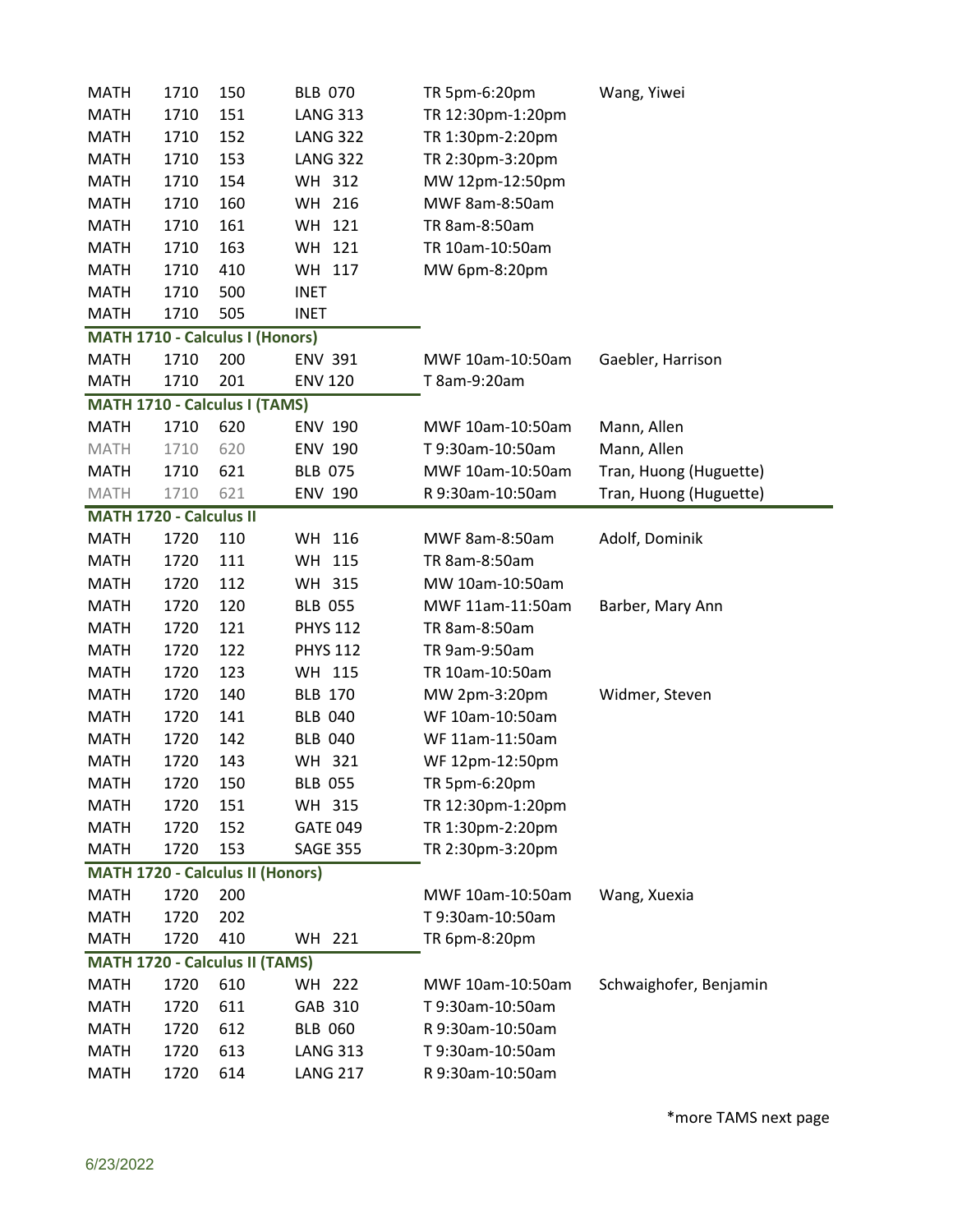| | | | | | |
|---|---|---|---|---|---|
| MATH | 1710 | 150 | BLB 070 | TR 5pm-6:20pm | Wang, Yiwei |
| MATH | 1710 | 151 | LANG 313 | TR 12:30pm-1:20pm | |
| MATH | 1710 | 152 | LANG 322 | TR 1:30pm-2:20pm | |
| MATH | 1710 | 153 | LANG 322 | TR 2:30pm-3:20pm | |
| MATH | 1710 | 154 | WH 312 | MW 12pm-12:50pm | |
| MATH | 1710 | 160 | WH 216 | MWF 8am-8:50am | |
| MATH | 1710 | 161 | WH 121 | TR 8am-8:50am | |
| MATH | 1710 | 163 | WH 121 | TR 10am-10:50am | |
| MATH | 1710 | 410 | WH 117 | MW 6pm-8:20pm | |
| MATH | 1710 | 500 | INET | | |
| MATH | 1710 | 505 | INET | | |

**MATH 1710 - Calculus I (Honors)**

| | | | | | |
|---|---|---|---|---|---|
| MATH | 1710 | 200 | ENV 391 | MWF 10am-10:50am | Gaebler, Harrison |
| MATH | 1710 | 201 | ENV 120 | T 8am-9:20am | |

**MATH 1710 - Calculus I (TAMS)**

| | | | | | |
|---|---|---|---|---|---|
| MATH | 1710 | 620 | ENV 190 | MWF 10am-10:50am | Mann, Allen |
| MATH | 1710 | 620 | ENV 190 | T 9:30am-10:50am | Mann, Allen |
| MATH | 1710 | 621 | BLB 075 | MWF 10am-10:50am | Tran, Huong (Huguette) |
| MATH | 1710 | 621 | ENV 190 | R 9:30am-10:50am | Tran, Huong (Huguette) |

**MATH 1720 - Calculus II**

| | | | | | |
|---|---|---|---|---|---|
| MATH | 1720 | 110 | WH 116 | MWF 8am-8:50am | Adolf, Dominik |
| MATH | 1720 | 111 | WH 115 | TR 8am-8:50am | |
| MATH | 1720 | 112 | WH 315 | MW 10am-10:50am | |
| MATH | 1720 | 120 | BLB 055 | MWF 11am-11:50am | Barber, Mary Ann |
| MATH | 1720 | 121 | PHYS 112 | TR 8am-8:50am | |
| MATH | 1720 | 122 | PHYS 112 | TR 9am-9:50am | |
| MATH | 1720 | 123 | WH 115 | TR 10am-10:50am | |
| MATH | 1720 | 140 | BLB 170 | MW 2pm-3:20pm | Widmer, Steven |
| MATH | 1720 | 141 | BLB 040 | WF 10am-10:50am | |
| MATH | 1720 | 142 | BLB 040 | WF 11am-11:50am | |
| MATH | 1720 | 143 | WH 321 | WF 12pm-12:50pm | |
| MATH | 1720 | 150 | BLB 055 | TR 5pm-6:20pm | |
| MATH | 1720 | 151 | WH 315 | TR 12:30pm-1:20pm | |
| MATH | 1720 | 152 | GATE 049 | TR 1:30pm-2:20pm | |
| MATH | 1720 | 153 | SAGE 355 | TR 2:30pm-3:20pm | |

**MATH 1720 - Calculus II (Honors)**

| | | | | | |
|---|---|---|---|---|---|
| MATH | 1720 | 200 | | MWF 10am-10:50am | Wang, Xuexia |
| MATH | 1720 | 202 | | T 9:30am-10:50am | |
| MATH | 1720 | 410 | WH 221 | TR 6pm-8:20pm | |

**MATH 1720 - Calculus II (TAMS)**

| | | | | | |
|---|---|---|---|---|---|
| MATH | 1720 | 610 | WH 222 | MWF 10am-10:50am | Schwaighofer, Benjamin |
| MATH | 1720 | 611 | GAB 310 | T 9:30am-10:50am | |
| MATH | 1720 | 612 | BLB 060 | R 9:30am-10:50am | |
| MATH | 1720 | 613 | LANG 313 | T 9:30am-10:50am | |
| MATH | 1720 | 614 | LANG 217 | R 9:30am-10:50am | |

*more TAMS next page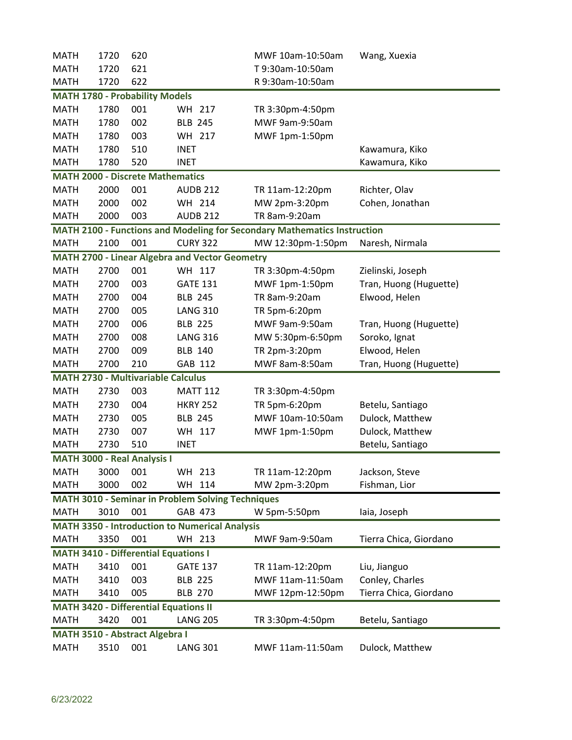| | | | | | |
|---|---|---|---|---|---|
| MATH | 1720 | 620 | | MWF 10am-10:50am | Wang, Xuexia |
| MATH | 1720 | 621 | | T 9:30am-10:50am | |
| MATH | 1720 | 622 | | R 9:30am-10:50am | |
| **MATH 1780 - Probability Models** | | | | | |
| MATH | 1780 | 001 | WH 217 | TR 3:30pm-4:50pm | |
| MATH | 1780 | 002 | BLB 245 | MWF 9am-9:50am | |
| MATH | 1780 | 003 | WH 217 | MWF 1pm-1:50pm | |
| MATH | 1780 | 510 | INET | | Kawamura, Kiko |
| MATH | 1780 | 520 | INET | | Kawamura, Kiko |
| **MATH 2000 - Discrete Mathematics** | | | | | |
| MATH | 2000 | 001 | AUDB 212 | TR 11am-12:20pm | Richter, Olav |
| MATH | 2000 | 002 | WH 214 | MW 2pm-3:20pm | Cohen, Jonathan |
| MATH | 2000 | 003 | AUDB 212 | TR 8am-9:20am | |
| **MATH 2100 - Functions and Modeling for Secondary Mathematics Instruction** | | | | | |
| MATH | 2100 | 001 | CURY 322 | MW 12:30pm-1:50pm | Naresh, Nirmala |
| **MATH 2700 - Linear Algebra and Vector Geometry** | | | | | |
| MATH | 2700 | 001 | WH 117 | TR 3:30pm-4:50pm | Zielinski, Joseph |
| MATH | 2700 | 003 | GATE 131 | MWF 1pm-1:50pm | Tran, Huong (Huguette) |
| MATH | 2700 | 004 | BLB 245 | TR 8am-9:20am | Elwood, Helen |
| MATH | 2700 | 005 | LANG 310 | TR 5pm-6:20pm | |
| MATH | 2700 | 006 | BLB 225 | MWF 9am-9:50am | Tran, Huong (Huguette) |
| MATH | 2700 | 008 | LANG 316 | MW 5:30pm-6:50pm | Soroko, Ignat |
| MATH | 2700 | 009 | BLB 140 | TR 2pm-3:20pm | Elwood, Helen |
| MATH | 2700 | 210 | GAB 112 | MWF 8am-8:50am | Tran, Huong (Huguette) |
| **MATH 2730 - Multivariable Calculus** | | | | | |
| MATH | 2730 | 003 | MATT 112 | TR 3:30pm-4:50pm | |
| MATH | 2730 | 004 | HKRY 252 | TR 5pm-6:20pm | Betelu, Santiago |
| MATH | 2730 | 005 | BLB 245 | MWF 10am-10:50am | Dulock, Matthew |
| MATH | 2730 | 007 | WH 117 | MWF 1pm-1:50pm | Dulock, Matthew |
| MATH | 2730 | 510 | INET | | Betelu, Santiago |
| **MATH 3000 - Real Analysis I** | | | | | |
| MATH | 3000 | 001 | WH 213 | TR 11am-12:20pm | Jackson, Steve |
| MATH | 3000 | 002 | WH 114 | MW 2pm-3:20pm | Fishman, Lior |
| **MATH 3010 - Seminar in Problem Solving Techniques** | | | | | |
| MATH | 3010 | 001 | GAB 473 | W 5pm-5:50pm | Iaia, Joseph |
| **MATH 3350 - Introduction to Numerical Analysis** | | | | | |
| MATH | 3350 | 001 | WH 213 | MWF 9am-9:50am | Tierra Chica, Giordano |
| **MATH 3410 - Differential Equations I** | | | | | |
| MATH | 3410 | 001 | GATE 137 | TR 11am-12:20pm | Liu, Jianguo |
| MATH | 3410 | 003 | BLB 225 | MWF 11am-11:50am | Conley, Charles |
| MATH | 3410 | 005 | BLB 270 | MWF 12pm-12:50pm | Tierra Chica, Giordano |
| **MATH 3420 - Differential Equations II** | | | | | |
| MATH | 3420 | 001 | LANG 205 | TR 3:30pm-4:50pm | Betelu, Santiago |
| **MATH 3510 - Abstract Algebra I** | | | | | |
| MATH | 3510 | 001 | LANG 301 | MWF 11am-11:50am | Dulock, Matthew |

6/23/2022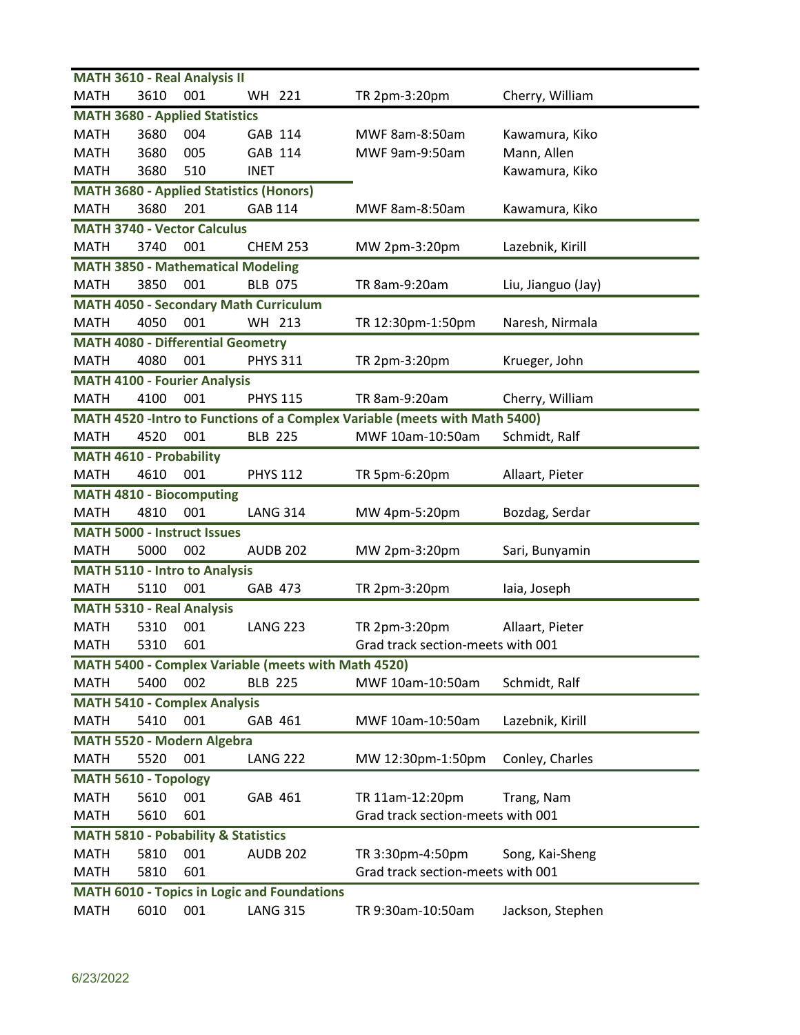**MATH 3610 - Real Analysis II**

| MATH | 3610 | 001 | WH 221 | TR 2pm-3:20pm | Cherry, William |
|---|---|---|---|---|---|

**MATH 3680 - Applied Statistics**

| MATH | 3680 | 004 | GAB 114 | MWF 8am-8:50am | Kawamura, Kiko |
|---|---|---|---|---|---|
| MATH | 3680 | 005 | GAB 114 | MWF 9am-9:50am | Mann, Allen |
| MATH | 3680 | 510 | INET | | Kawamura, Kiko |

**MATH 3680 - Applied Statistics (Honors)**

| MATH | 3680 | 201 | GAB 114 | MWF 8am-8:50am | Kawamura, Kiko |
|---|---|---|---|---|---|

**MATH 3740 - Vector Calculus**

| MATH | 3740 | 001 | CHEM 253 | MW 2pm-3:20pm | Lazebnik, Kirill |
|---|---|---|---|---|---|

**MATH 3850 - Mathematical Modeling**

| MATH | 3850 | 001 | BLB 075 | TR 8am-9:20am | Liu, Jianguo (Jay) |
|---|---|---|---|---|---|

**MATH 4050 - Secondary Math Curriculum**

| MATH | 4050 | 001 | WH 213 | TR 12:30pm-1:50pm | Naresh, Nirmala |
|---|---|---|---|---|---|

**MATH 4080 - Differential Geometry**

| MATH | 4080 | 001 | PHYS 311 | TR 2pm-3:20pm | Krueger, John |
|---|---|---|---|---|---|

**MATH 4100 - Fourier Analysis**

| MATH | 4100 | 001 | PHYS 115 | TR 8am-9:20am | Cherry, William |
|---|---|---|---|---|---|

**MATH 4520 -Intro to Functions of a Complex Variable (meets with Math 5400)**

| MATH | 4520 | 001 | BLB 225 | MWF 10am-10:50am | Schmidt, Ralf |
|---|---|---|---|---|---|

**MATH 4610 - Probability**

| MATH | 4610 | 001 | PHYS 112 | TR 5pm-6:20pm | Allaart, Pieter |
|---|---|---|---|---|---|

**MATH 4810 - Biocomputing**

| MATH | 4810 | 001 | LANG 314 | MW 4pm-5:20pm | Bozdag, Serdar |
|---|---|---|---|---|---|

**MATH 5000 - Instruct Issues**

| MATH | 5000 | 002 | AUDB 202 | MW 2pm-3:20pm | Sari, Bunyamin |
|---|---|---|---|---|---|

**MATH 5110 - Intro to Analysis**

| MATH | 5110 | 001 | GAB 473 | TR 2pm-3:20pm | Iaia, Joseph |
|---|---|---|---|---|---|

**MATH 5310 - Real Analysis**

| MATH | 5310 | 001 | LANG 223 | TR 2pm-3:20pm | Allaart, Pieter |
|---|---|---|---|---|---|
| MATH | 5310 | 601 | | Grad track section-meets with 001 | |

**MATH 5400 - Complex Variable (meets with Math 4520)**

| MATH | 5400 | 002 | BLB 225 | MWF 10am-10:50am | Schmidt, Ralf |
|---|---|---|---|---|---|

**MATH 5410 - Complex Analysis**

| MATH | 5410 | 001 | GAB 461 | MWF 10am-10:50am | Lazebnik, Kirill |
|---|---|---|---|---|---|

**MATH 5520 - Modern Algebra**

| MATH | 5520 | 001 | LANG 222 | MW 12:30pm-1:50pm | Conley, Charles |
|---|---|---|---|---|---|

**MATH 5610 - Topology**

| MATH | 5610 | 001 | GAB 461 | TR 11am-12:20pm | Trang, Nam |
|---|---|---|---|---|---|
| MATH | 5610 | 601 | | Grad track section-meets with 001 | |

**MATH 5810 - Pobability & Statistics**

| MATH | 5810 | 001 | AUDB 202 | TR 3:30pm-4:50pm | Song, Kai-Sheng |
|---|---|---|---|---|---|
| MATH | 5810 | 601 | | Grad track section-meets with 001 | |

**MATH 6010 - Topics in Logic and Foundations**

| MATH | 6010 | 001 | LANG 315 | TR 9:30am-10:50am | Jackson, Stephen |
|---|---|---|---|---|---|

6/23/2022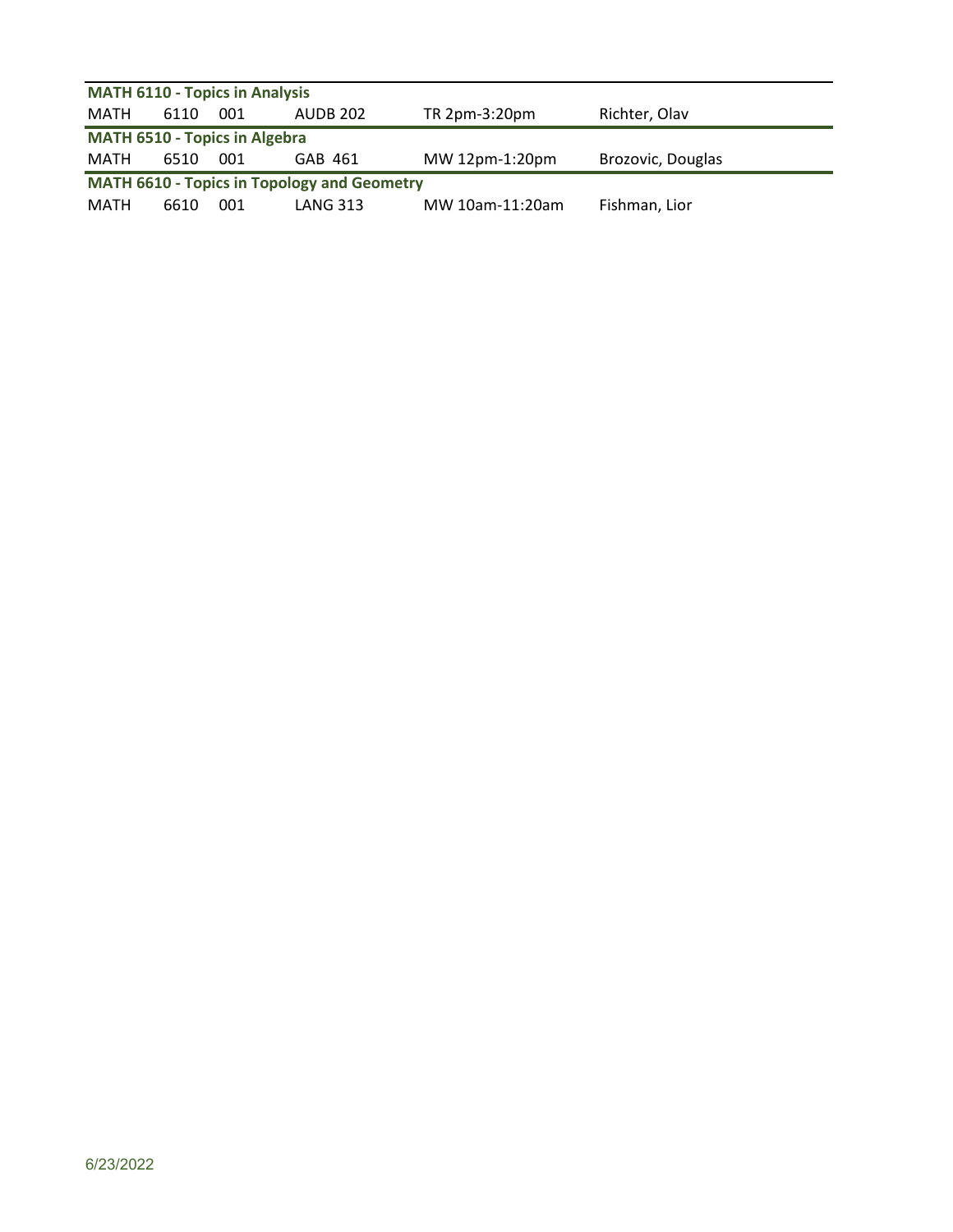**MATH 6110 - Topics in Analysis**

| MATH | 6110 | 001 | AUDB 202 | TR 2pm-3:20pm | Richter, Olav |
|---|---|---|---|---|---|

**MATH 6510 - Topics in Algebra**

| MATH | 6510 | 001 | GAB 461 | MW 12pm-1:20pm | Brozovic, Douglas |
|---|---|---|---|---|---|

**MATH 6610 - Topics in Topology and Geometry**

| MATH | 6610 | 001 | LANG 313 | MW 10am-11:20am | Fishman, Lior |
|---|---|---|---|---|---|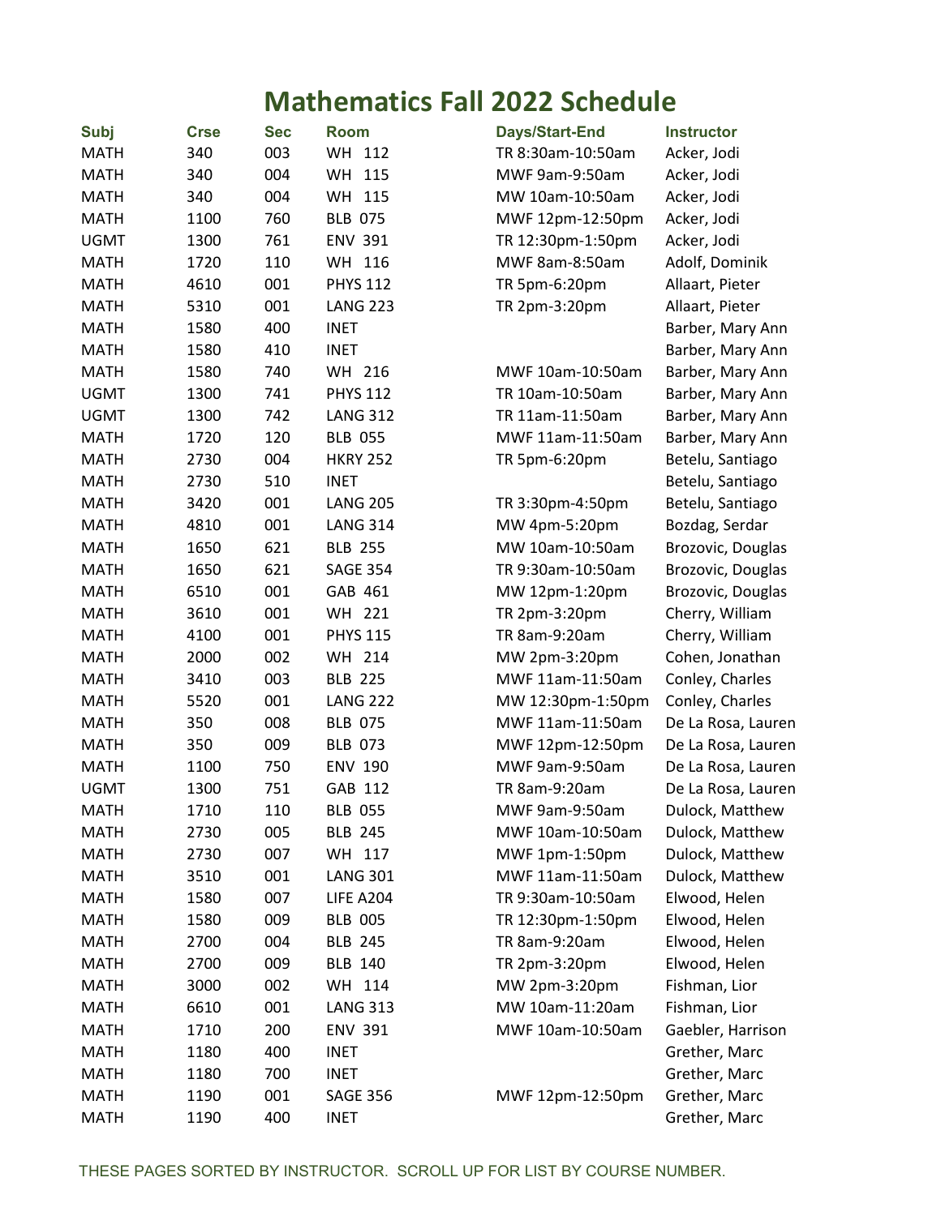# Mathematics Fall 2022 Schedule

| Subj | Crse | Sec | Room | Days/Start-End | Instructor |
|---|---|---|---|---|---|
| MATH | 340 | 003 | WH 112 | TR 8:30am-10:50am | Acker, Jodi |
| MATH | 340 | 004 | WH 115 | MWF 9am-9:50am | Acker, Jodi |
| MATH | 340 | 004 | WH 115 | MW 10am-10:50am | Acker, Jodi |
| MATH | 1100 | 760 | BLB 075 | MWF 12pm-12:50pm | Acker, Jodi |
| UGMT | 1300 | 761 | ENV 391 | TR 12:30pm-1:50pm | Acker, Jodi |
| MATH | 1720 | 110 | WH 116 | MWF 8am-8:50am | Adolf, Dominik |
| MATH | 4610 | 001 | PHYS 112 | TR 5pm-6:20pm | Allaart, Pieter |
| MATH | 5310 | 001 | LANG 223 | TR 2pm-3:20pm | Allaart, Pieter |
| MATH | 1580 | 400 | INET | | Barber, Mary Ann |
| MATH | 1580 | 410 | INET | | Barber, Mary Ann |
| MATH | 1580 | 740 | WH 216 | MWF 10am-10:50am | Barber, Mary Ann |
| UGMT | 1300 | 741 | PHYS 112 | TR 10am-10:50am | Barber, Mary Ann |
| UGMT | 1300 | 742 | LANG 312 | TR 11am-11:50am | Barber, Mary Ann |
| MATH | 1720 | 120 | BLB 055 | MWF 11am-11:50am | Barber, Mary Ann |
| MATH | 2730 | 004 | HKRY 252 | TR 5pm-6:20pm | Betelu, Santiago |
| MATH | 2730 | 510 | INET | | Betelu, Santiago |
| MATH | 3420 | 001 | LANG 205 | TR 3:30pm-4:50pm | Betelu, Santiago |
| MATH | 4810 | 001 | LANG 314 | MW 4pm-5:20pm | Bozdag, Serdar |
| MATH | 1650 | 621 | BLB 255 | MW 10am-10:50am | Brozovic, Douglas |
| MATH | 1650 | 621 | SAGE 354 | TR 9:30am-10:50am | Brozovic, Douglas |
| MATH | 6510 | 001 | GAB 461 | MW 12pm-1:20pm | Brozovic, Douglas |
| MATH | 3610 | 001 | WH 221 | TR 2pm-3:20pm | Cherry, William |
| MATH | 4100 | 001 | PHYS 115 | TR 8am-9:20am | Cherry, William |
| MATH | 2000 | 002 | WH 214 | MW 2pm-3:20pm | Cohen, Jonathan |
| MATH | 3410 | 003 | BLB 225 | MWF 11am-11:50am | Conley, Charles |
| MATH | 5520 | 001 | LANG 222 | MW 12:30pm-1:50pm | Conley, Charles |
| MATH | 350 | 008 | BLB 075 | MWF 11am-11:50am | De La Rosa, Lauren |
| MATH | 350 | 009 | BLB 073 | MWF 12pm-12:50pm | De La Rosa, Lauren |
| MATH | 1100 | 750 | ENV 190 | MWF 9am-9:50am | De La Rosa, Lauren |
| UGMT | 1300 | 751 | GAB 112 | TR 8am-9:20am | De La Rosa, Lauren |
| MATH | 1710 | 110 | BLB 055 | MWF 9am-9:50am | Dulock, Matthew |
| MATH | 2730 | 005 | BLB 245 | MWF 10am-10:50am | Dulock, Matthew |
| MATH | 2730 | 007 | WH 117 | MWF 1pm-1:50pm | Dulock, Matthew |
| MATH | 3510 | 001 | LANG 301 | MWF 11am-11:50am | Dulock, Matthew |
| MATH | 1580 | 007 | LIFE A204 | TR 9:30am-10:50am | Elwood, Helen |
| MATH | 1580 | 009 | BLB 005 | TR 12:30pm-1:50pm | Elwood, Helen |
| MATH | 2700 | 004 | BLB 245 | TR 8am-9:20am | Elwood, Helen |
| MATH | 2700 | 009 | BLB 140 | TR 2pm-3:20pm | Elwood, Helen |
| MATH | 3000 | 002 | WH 114 | MW 2pm-3:20pm | Fishman, Lior |
| MATH | 6610 | 001 | LANG 313 | MW 10am-11:20am | Fishman, Lior |
| MATH | 1710 | 200 | ENV 391 | MWF 10am-10:50am | Gaebler, Harrison |
| MATH | 1180 | 400 | INET | | Grether, Marc |
| MATH | 1180 | 700 | INET | | Grether, Marc |
| MATH | 1190 | 001 | SAGE 356 | MWF 12pm-12:50pm | Grether, Marc |
| MATH | 1190 | 400 | INET | | Grether, Marc |

THESE PAGES SORTED BY INSTRUCTOR. SCROLL UP FOR LIST BY COURSE NUMBER.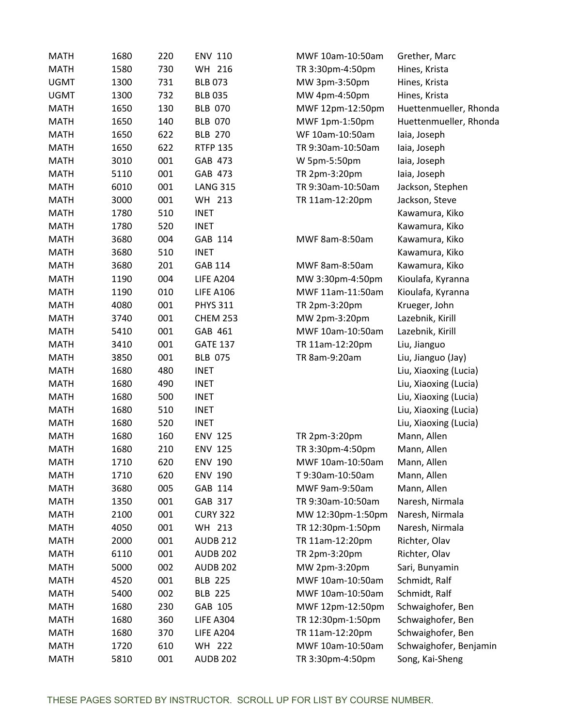| | | | | | |
|---|---|---|---|---|---|
| MATH | 1680 | 220 | ENV 110 | MWF 10am-10:50am | Grether, Marc |
| MATH | 1580 | 730 | WH 216 | TR 3:30pm-4:50pm | Hines, Krista |
| UGMT | 1300 | 731 | BLB 073 | MW 3pm-3:50pm | Hines, Krista |
| UGMT | 1300 | 732 | BLB 035 | MW 4pm-4:50pm | Hines, Krista |
| MATH | 1650 | 130 | BLB 070 | MWF 12pm-12:50pm | Huettenmueller, Rhonda |
| MATH | 1650 | 140 | BLB 070 | MWF 1pm-1:50pm | Huettenmueller, Rhonda |
| MATH | 1650 | 622 | BLB 270 | WF 10am-10:50am | Iaia, Joseph |
| MATH | 1650 | 622 | RTFP 135 | TR 9:30am-10:50am | Iaia, Joseph |
| MATH | 3010 | 001 | GAB 473 | W 5pm-5:50pm | Iaia, Joseph |
| MATH | 5110 | 001 | GAB 473 | TR 2pm-3:20pm | Iaia, Joseph |
| MATH | 6010 | 001 | LANG 315 | TR 9:30am-10:50am | Jackson, Stephen |
| MATH | 3000 | 001 | WH 213 | TR 11am-12:20pm | Jackson, Steve |
| MATH | 1780 | 510 | INET | | Kawamura, Kiko |
| MATH | 1780 | 520 | INET | | Kawamura, Kiko |
| MATH | 3680 | 004 | GAB 114 | MWF 8am-8:50am | Kawamura, Kiko |
| MATH | 3680 | 510 | INET | | Kawamura, Kiko |
| MATH | 3680 | 201 | GAB 114 | MWF 8am-8:50am | Kawamura, Kiko |
| MATH | 1190 | 004 | LIFE A204 | MW 3:30pm-4:50pm | Kioulafa, Kyranna |
| MATH | 1190 | 010 | LIFE A106 | MWF 11am-11:50am | Kioulafa, Kyranna |
| MATH | 4080 | 001 | PHYS 311 | TR 2pm-3:20pm | Krueger, John |
| MATH | 3740 | 001 | CHEM 253 | MW 2pm-3:20pm | Lazebnik, Kirill |
| MATH | 5410 | 001 | GAB 461 | MWF 10am-10:50am | Lazebnik, Kirill |
| MATH | 3410 | 001 | GATE 137 | TR 11am-12:20pm | Liu, Jianguo |
| MATH | 3850 | 001 | BLB 075 | TR 8am-9:20am | Liu, Jianguo (Jay) |
| MATH | 1680 | 480 | INET | | Liu, Xiaoxing (Lucia) |
| MATH | 1680 | 490 | INET | | Liu, Xiaoxing (Lucia) |
| MATH | 1680 | 500 | INET | | Liu, Xiaoxing (Lucia) |
| MATH | 1680 | 510 | INET | | Liu, Xiaoxing (Lucia) |
| MATH | 1680 | 520 | INET | | Liu, Xiaoxing (Lucia) |
| MATH | 1680 | 160 | ENV 125 | TR 2pm-3:20pm | Mann, Allen |
| MATH | 1680 | 210 | ENV 125 | TR 3:30pm-4:50pm | Mann, Allen |
| MATH | 1710 | 620 | ENV 190 | MWF 10am-10:50am | Mann, Allen |
| MATH | 1710 | 620 | ENV 190 | T 9:30am-10:50am | Mann, Allen |
| MATH | 3680 | 005 | GAB 114 | MWF 9am-9:50am | Mann, Allen |
| MATH | 1350 | 001 | GAB 317 | TR 9:30am-10:50am | Naresh, Nirmala |
| MATH | 2100 | 001 | CURY 322 | MW 12:30pm-1:50pm | Naresh, Nirmala |
| MATH | 4050 | 001 | WH 213 | TR 12:30pm-1:50pm | Naresh, Nirmala |
| MATH | 2000 | 001 | AUDB 212 | TR 11am-12:20pm | Richter, Olav |
| MATH | 6110 | 001 | AUDB 202 | TR 2pm-3:20pm | Richter, Olav |
| MATH | 5000 | 002 | AUDB 202 | MW 2pm-3:20pm | Sari, Bunyamin |
| MATH | 4520 | 001 | BLB 225 | MWF 10am-10:50am | Schmidt, Ralf |
| MATH | 5400 | 002 | BLB 225 | MWF 10am-10:50am | Schmidt, Ralf |
| MATH | 1680 | 230 | GAB 105 | MWF 12pm-12:50pm | Schwaighofer, Ben |
| MATH | 1680 | 360 | LIFE A304 | TR 12:30pm-1:50pm | Schwaighofer, Ben |
| MATH | 1680 | 370 | LIFE A204 | TR 11am-12:20pm | Schwaighofer, Ben |
| MATH | 1720 | 610 | WH 222 | MWF 10am-10:50am | Schwaighofer, Benjamin |
| MATH | 5810 | 001 | AUDB 202 | TR 3:30pm-4:50pm | Song, Kai-Sheng |

THESE PAGES SORTED BY INSTRUCTOR. SCROLL UP FOR LIST BY COURSE NUMBER.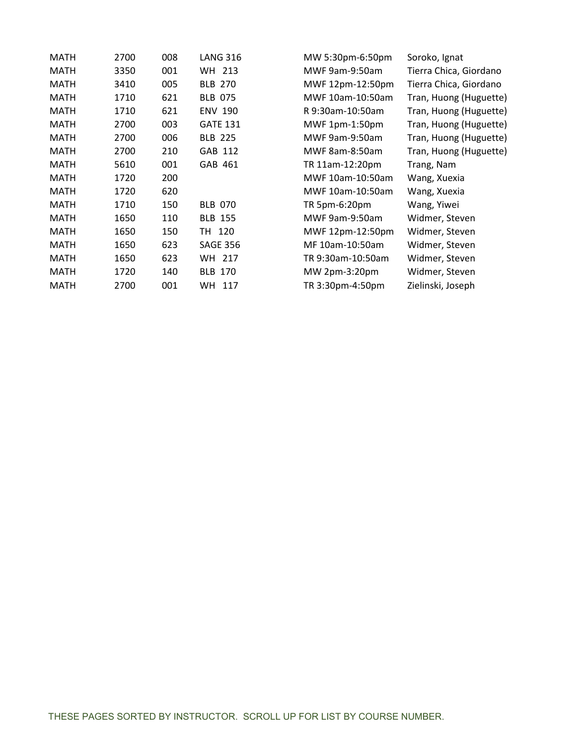| | | | | | |
|---|---|---|---|---|---|
| MATH | 2700 | 008 | LANG 316 | MW 5:30pm-6:50pm | Soroko, Ignat |
| MATH | 3350 | 001 | WH 213 | MWF 9am-9:50am | Tierra Chica, Giordano |
| MATH | 3410 | 005 | BLB 270 | MWF 12pm-12:50pm | Tierra Chica, Giordano |
| MATH | 1710 | 621 | BLB 075 | MWF 10am-10:50am | Tran, Huong (Huguette) |
| MATH | 1710 | 621 | ENV 190 | R 9:30am-10:50am | Tran, Huong (Huguette) |
| MATH | 2700 | 003 | GATE 131 | MWF 1pm-1:50pm | Tran, Huong (Huguette) |
| MATH | 2700 | 006 | BLB 225 | MWF 9am-9:50am | Tran, Huong (Huguette) |
| MATH | 2700 | 210 | GAB 112 | MWF 8am-8:50am | Tran, Huong (Huguette) |
| MATH | 5610 | 001 | GAB 461 | TR 11am-12:20pm | Trang, Nam |
| MATH | 1720 | 200 | | MWF 10am-10:50am | Wang, Xuexia |
| MATH | 1720 | 620 | | MWF 10am-10:50am | Wang, Xuexia |
| MATH | 1710 | 150 | BLB 070 | TR 5pm-6:20pm | Wang, Yiwei |
| MATH | 1650 | 110 | BLB 155 | MWF 9am-9:50am | Widmer, Steven |
| MATH | 1650 | 150 | TH 120 | MWF 12pm-12:50pm | Widmer, Steven |
| MATH | 1650 | 623 | SAGE 356 | MF 10am-10:50am | Widmer, Steven |
| MATH | 1650 | 623 | WH 217 | TR 9:30am-10:50am | Widmer, Steven |
| MATH | 1720 | 140 | BLB 170 | MW 2pm-3:20pm | Widmer, Steven |
| MATH | 2700 | 001 | WH 117 | TR 3:30pm-4:50pm | Zielinski, Joseph |

THESE PAGES SORTED BY INSTRUCTOR. SCROLL UP FOR LIST BY COURSE NUMBER.